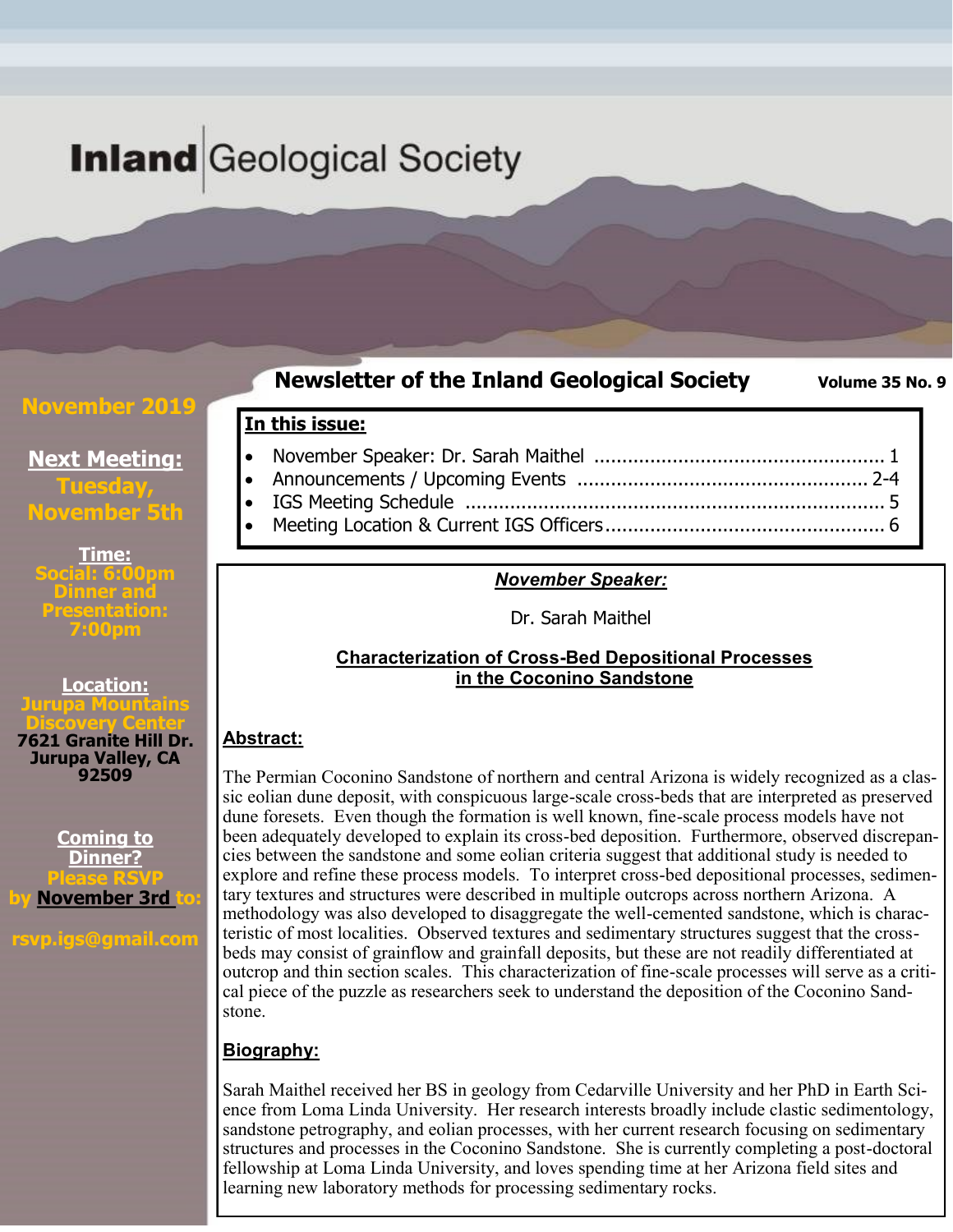# Inland Geological Society

## Newsletter of the Inland Geological Society

**Volume 35 No. 9**

**November 2019**

**Next Meeting:**
**Tuesday, November 5th**

**Time:**
Social: 6:00pm
Dinner and Presentation: 7:00pm

**Location:**
Jurupa Mountains Discovery Center
7621 Granite Hill Dr.
Jurupa Valley, CA 92509

**Coming to Dinner?**
Please RSVP by **November 3rd** to:

rsvp.igs@gmail.com

**In this issue:**

- November Speaker: Dr. Sarah Maithel .................................................... 1
- Announcements / Upcoming Events .................................................... 2-4
- IGS Meeting Schedule .......................................................................... 5
- Meeting Location & Current IGS Officers.................................................. 6

### *November Speaker:*

Dr. Sarah Maithel

### Characterization of Cross-Bed Depositional Processes in the Coconino Sandstone

**Abstract:**

The Permian Coconino Sandstone of northern and central Arizona is widely recognized as a classic eolian dune deposit, with conspicuous large-scale cross-beds that are interpreted as preserved dune foresets. Even though the formation is well known, fine-scale process models have not been adequately developed to explain its cross-bed deposition. Furthermore, observed discrepancies between the sandstone and some eolian criteria suggest that additional study is needed to explore and refine these process models. To interpret cross-bed depositional processes, sedimentary textures and structures were described in multiple outcrops across northern Arizona. A methodology was also developed to disaggregate the well-cemented sandstone, which is characteristic of most localities. Observed textures and sedimentary structures suggest that the cross-beds may consist of grainflow and grainfall deposits, but these are not readily differentiated at outcrop and thin section scales. This characterization of fine-scale processes will serve as a critical piece of the puzzle as researchers seek to understand the deposition of the Coconino Sandstone.

**Biography:**

Sarah Maithel received her BS in geology from Cedarville University and her PhD in Earth Science from Loma Linda University. Her research interests broadly include clastic sedimentology, sandstone petrography, and eolian processes, with her current research focusing on sedimentary structures and processes in the Coconino Sandstone. She is currently completing a post-doctoral fellowship at Loma Linda University, and loves spending time at her Arizona field sites and learning new laboratory methods for processing sedimentary rocks.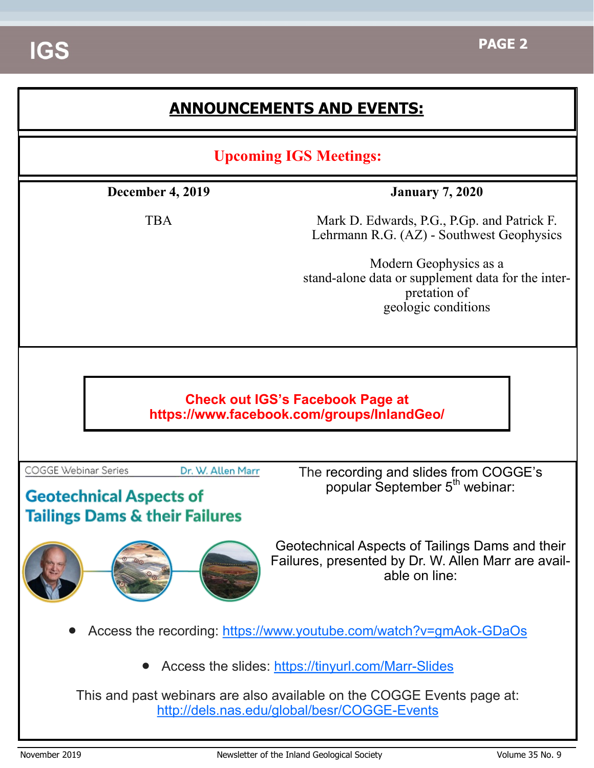# ANNOUNCEMENTS AND EVENTS:

## Upcoming IGS Meetings:

| December 4, 2019 | January 7, 2020 |
|---|---|
| TBA | Mark D. Edwards, P.G., P.Gp. and Patrick F. Lehrmann R.G. (AZ) - Southwest Geophysics<br><br>Modern Geophysics as a stand-alone data or supplement data for the interpretation of geologic conditions |

**Check out IGS's Facebook Page at https://www.facebook.com/groups/InlandGeo/**

COGGE Webinar Series — Dr. W. Allen Marr

**Geotechnical Aspects of Tailings Dams & their Failures**

The recording and slides from COGGE's popular September 5th webinar:

Geotechnical Aspects of Tailings Dams and their Failures, presented by Dr. W. Allen Marr are available on line:

- Access the recording: https://www.youtube.com/watch?v=gmAok-GDaOs
- Access the slides: https://tinyurl.com/Marr-Slides

This and past webinars are also available on the COGGE Events page at: http://dels.nas.edu/global/besr/COGGE-Events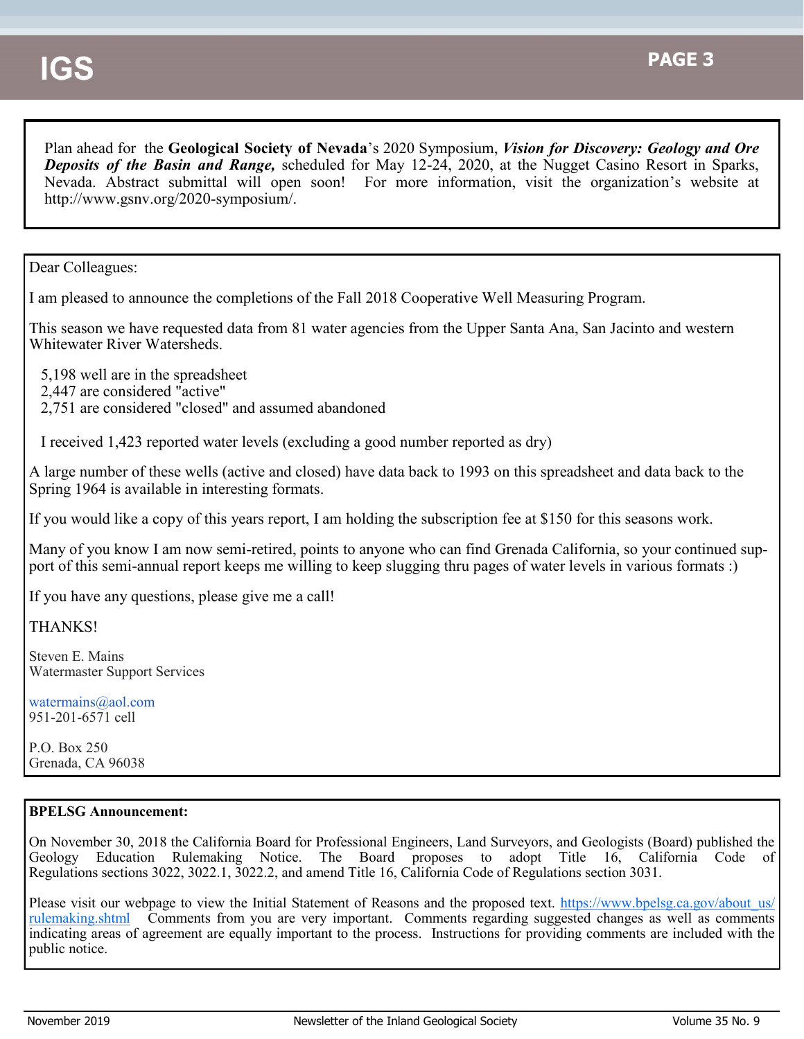Plan ahead for the **Geological Society of Nevada**'s 2020 Symposium, ***Vision for Discovery: Geology and Ore Deposits of the Basin and Range,*** scheduled for May 12-24, 2020, at the Nugget Casino Resort in Sparks, Nevada. Abstract submittal will open soon! For more information, visit the organization's website at http://www.gsnv.org/2020-symposium/.

---

Dear Colleagues:

I am pleased to announce the completions of the Fall 2018 Cooperative Well Measuring Program.

This season we have requested data from 81 water agencies from the Upper Santa Ana, San Jacinto and western Whitewater River Watersheds.

5,198 well are in the spreadsheet  
2,447 are considered "active"  
2,751 are considered "closed" and assumed abandoned

I received 1,423 reported water levels (excluding a good number reported as dry)

A large number of these wells (active and closed) have data back to 1993 on this spreadsheet and data back to the Spring 1964 is available in interesting formats.

If you would like a copy of this years report, I am holding the subscription fee at $150 for this seasons work.

Many of you know I am now semi-retired, points to anyone who can find Grenada California, so your continued support of this semi-annual report keeps me willing to keep slugging thru pages of water levels in various formats :)

If you have any questions, please give me a call!

THANKS!

Steven E. Mains  
Watermaster Support Services

watermains@aol.com  
951-201-6571 cell

P.O. Box 250  
Grenada, CA 96038

---

**BPELSG Announcement:**

On November 30, 2018 the California Board for Professional Engineers, Land Surveyors, and Geologists (Board) published the Geology Education Rulemaking Notice. The Board proposes to adopt Title 16, California Code of Regulations sections 3022, 3022.1, 3022.2, and amend Title 16, California Code of Regulations section 3031.

Please visit our webpage to view the Initial Statement of Reasons and the proposed text. https://www.bpelsg.ca.gov/about_us/rulemaking.shtml Comments from you are very important. Comments regarding suggested changes as well as comments indicating areas of agreement are equally important to the process. Instructions for providing comments are included with the public notice.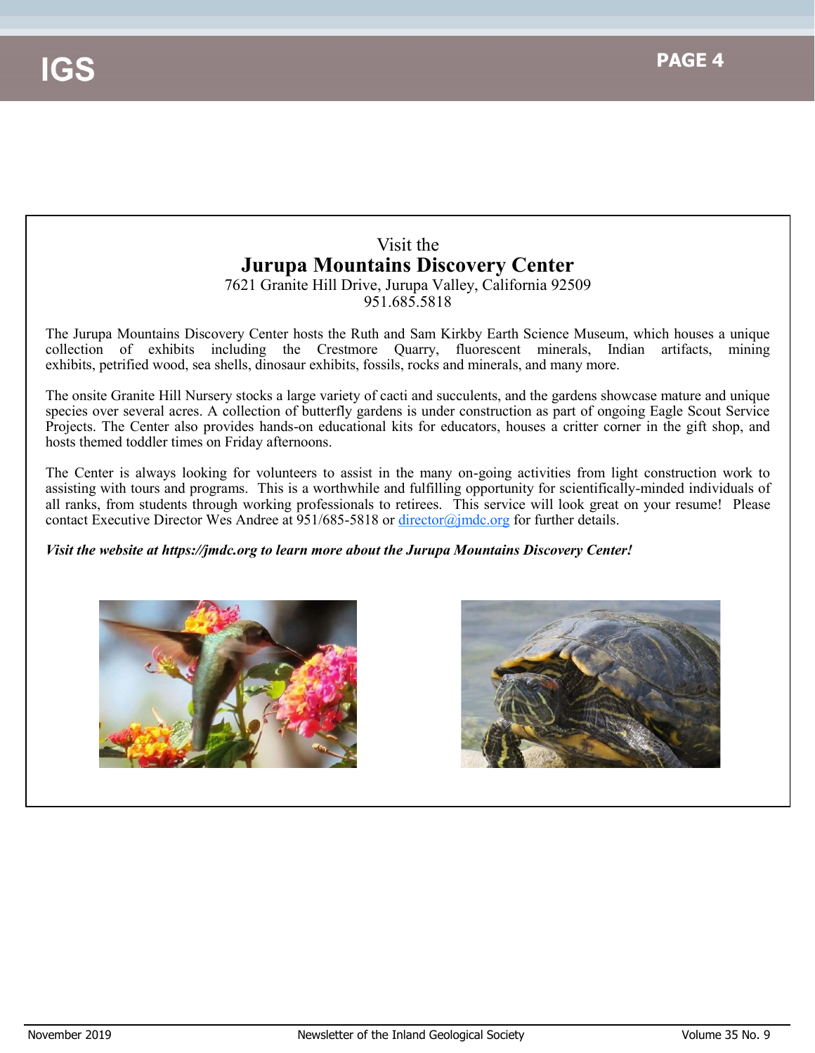Visit the

# Jurupa Mountains Discovery Center

7621 Granite Hill Drive, Jurupa Valley, California 92509
951.685.5818

The Jurupa Mountains Discovery Center hosts the Ruth and Sam Kirkby Earth Science Museum, which houses a unique collection of exhibits including the Crestmore Quarry, fluorescent minerals, Indian artifacts, mining exhibits, petrified wood, sea shells, dinosaur exhibits, fossils, rocks and minerals, and many more.

The onsite Granite Hill Nursery stocks a large variety of cacti and succulents, and the gardens showcase mature and unique species over several acres. A collection of butterfly gardens is under construction as part of ongoing Eagle Scout Service Projects. The Center also provides hands-on educational kits for educators, houses a critter corner in the gift shop, and hosts themed toddler times on Friday afternoons.

The Center is always looking for volunteers to assist in the many on-going activities from light construction work to assisting with tours and programs. This is a worthwhile and fulfilling opportunity for scientifically-minded individuals of all ranks, from students through working professionals to retirees. This service will look great on your resume! Please contact Executive Director Wes Andree at 951/685-5818 or director@jmdc.org for further details.

***Visit the website at https://jmdc.org to learn more about the Jurupa Mountains Discovery Center!***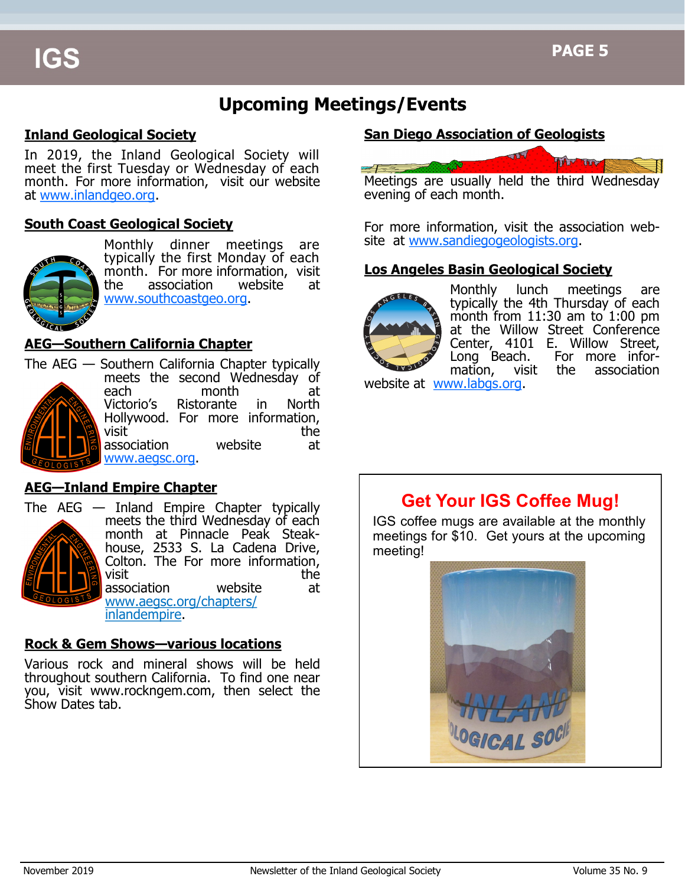# Upcoming Meetings/Events

## Inland Geological Society

In 2019, the Inland Geological Society will meet the first Tuesday or Wednesday of each month. For more information, visit our website at www.inlandgeo.org.

## South Coast Geological Society

Monthly dinner meetings are typically the first Monday of each month. For more information, visit the association website at www.southcoastgeo.org.

## AEG—Southern California Chapter

The AEG — Southern California Chapter typically meets the second Wednesday of each month at Victorio's Ristorante in North Hollywood. For more information, visit the association website at www.aegsc.org.

## AEG—Inland Empire Chapter

The AEG — Inland Empire Chapter typically meets the third Wednesday of each month at Pinnacle Peak Steakhouse, 2533 S. La Cadena Drive, Colton. The For more information, visit the association website at www.aegsc.org/chapters/inlandempire.

## Rock & Gem Shows—various locations

Various rock and mineral shows will be held throughout southern California. To find one near you, visit www.rockngem.com, then select the Show Dates tab.

## San Diego Association of Geologists

Meetings are usually held the third Wednesday evening of each month.

For more information, visit the association website at www.sandiegogeologists.org.

## Los Angeles Basin Geological Society

Monthly lunch meetings are typically the 4th Thursday of each month from 11:30 am to 1:00 pm at the Willow Street Conference Center, 4101 E. Willow Street, Long Beach. For more information, visit the association website at www.labgs.org.

## Get Your IGS Coffee Mug!

IGS coffee mugs are available at the monthly meetings for $10. Get yours at the upcoming meeting!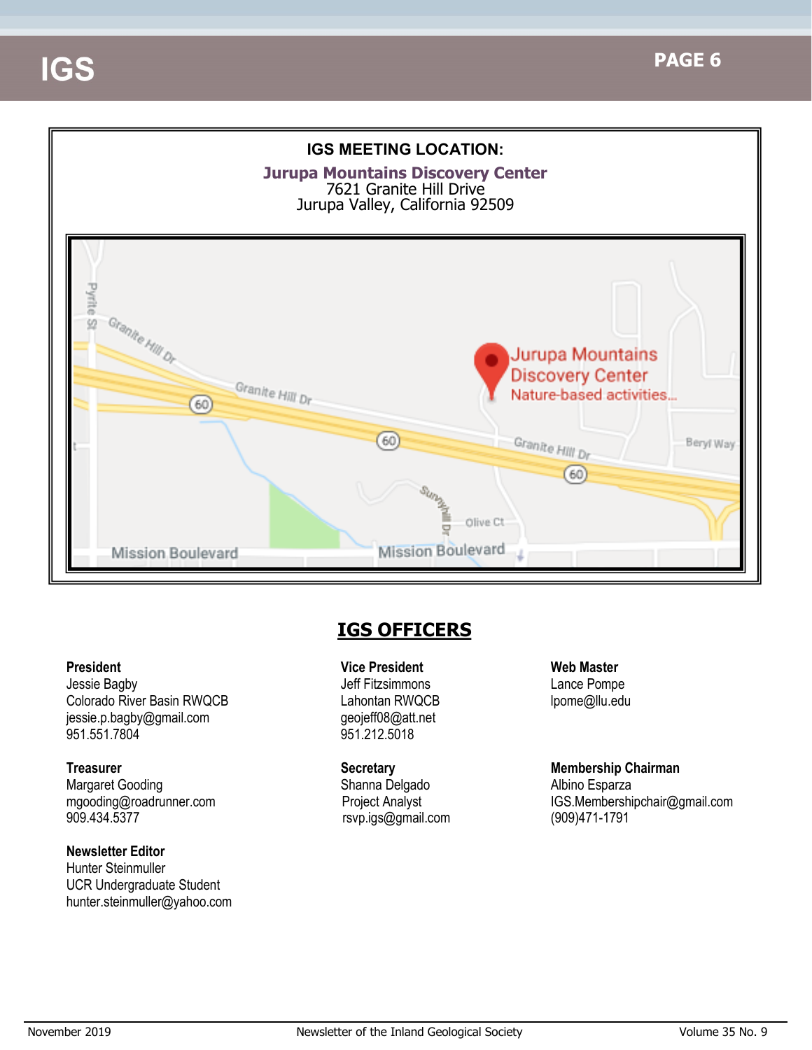## IGS MEETING LOCATION:

**Jurupa Mountains Discovery Center**
7621 Granite Hill Drive
Jurupa Valley, California 92509

Pyrite St
Granite Hill Dr
Granite Hill Dr
60
60
Jurupa Mountains Discovery Center
Nature-based activities...
Granite Hill Dr
Beryl Way
60
Sunnyhill Dr
Olive Ct
Mission Boulevard
Mission Boulevard

## IGS OFFICERS

**President**
Jessie Bagby
Colorado River Basin RWQCB
jessie.p.bagby@gmail.com
951.551.7804

**Vice President**
Jeff Fitzsimmons
Lahontan RWQCB
geojeff08@att.net
951.212.5018

**Web Master**
Lance Pompe
lpome@llu.edu

**Treasurer**
Margaret Gooding
mgooding@roadrunner.com
909.434.5377

**Secretary**
Shanna Delgado
Project Analyst
rsvp.igs@gmail.com

**Membership Chairman**
Albino Esparza
IGS.Membershipchair@gmail.com
(909)471-1791

**Newsletter Editor**
Hunter Steinmuller
UCR Undergraduate Student
hunter.steinmuller@yahoo.com